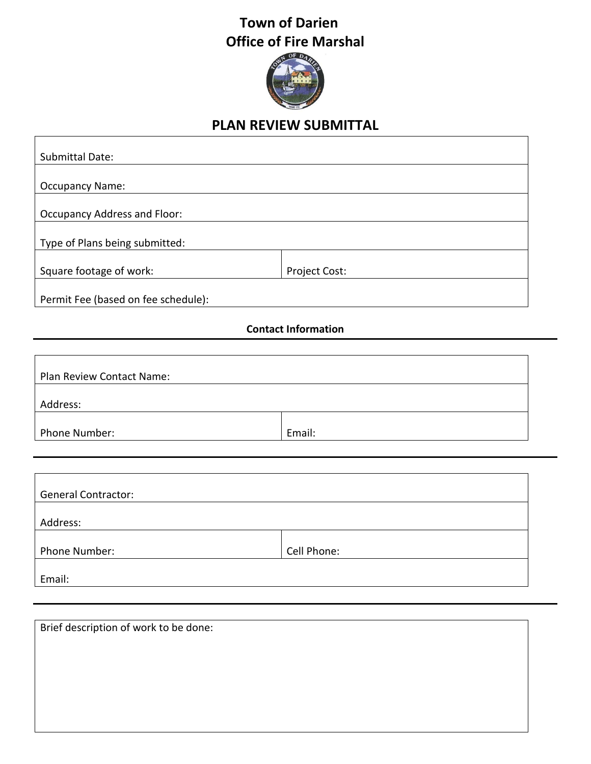# Town of Darien
# Office of Fire Marshal

## PLAN REVIEW SUBMITTAL

| | |
|---|---|
| Submittal Date: | |
| Occupancy Name: | |
| Occupancy Address and Floor: | |
| Type of Plans being submitted: | |
| Square footage of work: | Project Cost: |
| Permit Fee (based on fee schedule): | |

**Contact Information**

| | |
|---|---|
| Plan Review Contact Name: | |
| Address: | |
| Phone Number: | Email: |

| | |
|---|---|
| General Contractor: | |
| Address: | |
| Phone Number: | Cell Phone: |
| Email: | |

| |
|---|
| Brief description of work to be done: |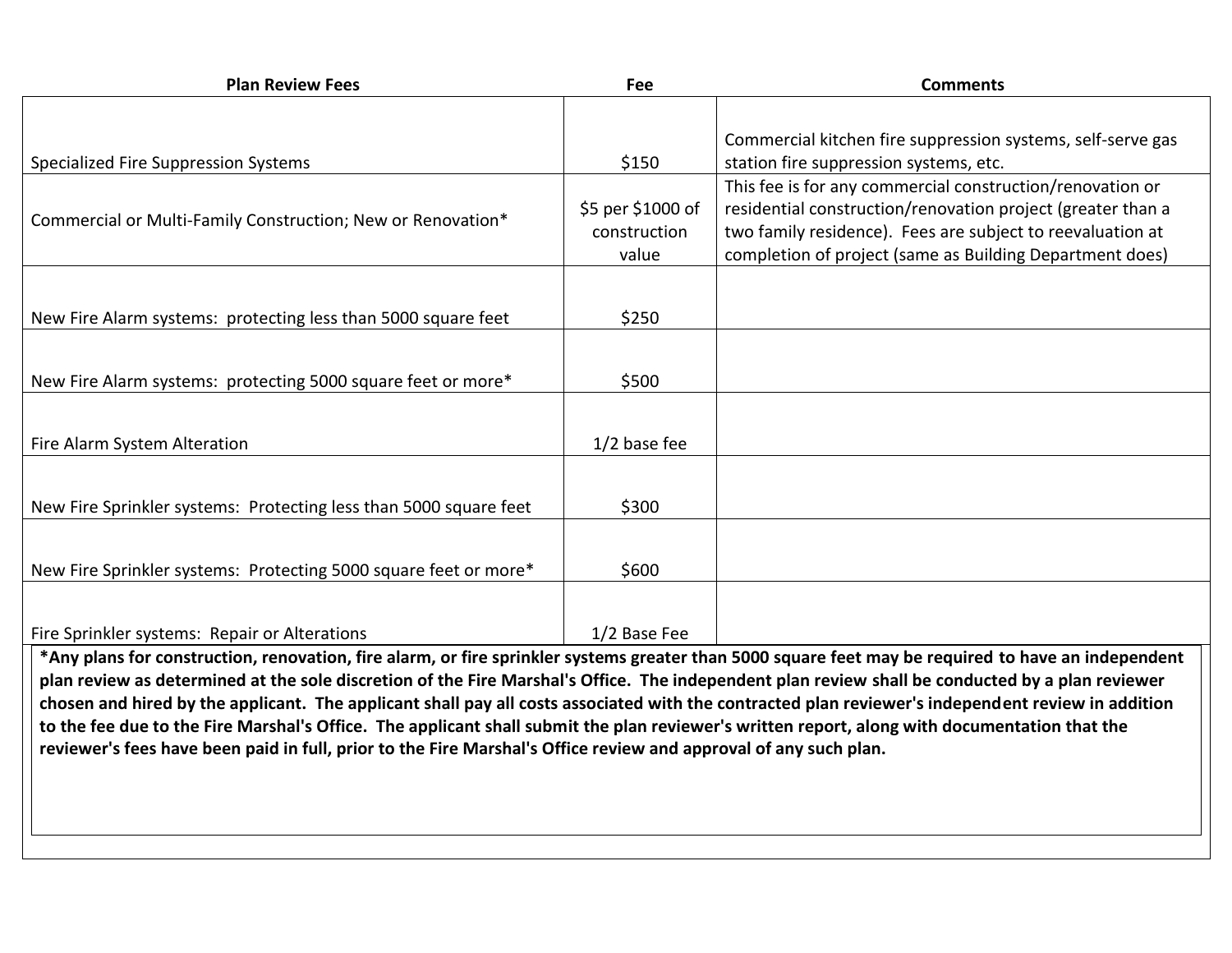| Plan Review Fees | Fee | Comments |
|---|---|---|
| Specialized Fire Suppression Systems | $150 | Commercial kitchen fire suppression systems, self-serve gas station fire suppression systems, etc. |
| Commercial or Multi-Family Construction; New or Renovation* | $5 per $1000 of construction value | This fee is for any commercial construction/renovation or residential construction/renovation project (greater than a two family residence). Fees are subject to reevaluation at completion of project (same as Building Department does) |
| New Fire Alarm systems: protecting less than 5000 square feet | $250 | |
| New Fire Alarm systems: protecting 5000 square feet or more* | $500 | |
| Fire Alarm System Alteration | 1/2 base fee | |
| New Fire Sprinkler systems: Protecting less than 5000 square feet | $300 | |
| New Fire Sprinkler systems: Protecting 5000 square feet or more* | $600 | |
| Fire Sprinkler systems: Repair or Alterations | 1/2 Base Fee | |

**\*Any plans for construction, renovation, fire alarm, or fire sprinkler systems greater than 5000 square feet may be required to have an independent plan review as determined at the sole discretion of the Fire Marshal's Office. The independent plan review shall be conducted by a plan reviewer chosen and hired by the applicant. The applicant shall pay all costs associated with the contracted plan reviewer's independent review in addition to the fee due to the Fire Marshal's Office. The applicant shall submit the plan reviewer's written report, along with documentation that the reviewer's fees have been paid in full, prior to the Fire Marshal's Office review and approval of any such plan.**